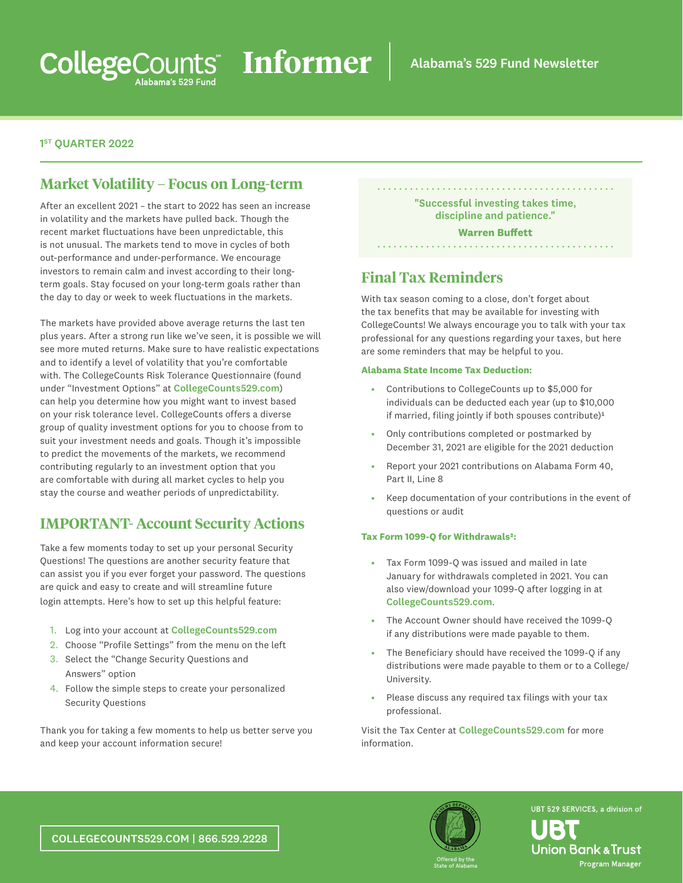# CollegeCounts Informer

Alabama's 529 Fund Newsletter

1ST QUARTER 2022

## Market Volatility – Focus on Long-term

After an excellent 2021 – the start to 2022 has seen an increase in volatility and the markets have pulled back. Though the recent market fluctuations have been unpredictable, this is not unusual. The markets tend to move in cycles of both out-performance and under-performance. We encourage investors to remain calm and invest according to their long-term goals. Stay focused on your long-term goals rather than the day to day or week to week fluctuations in the markets.

The markets have provided above average returns the last ten plus years. After a strong run like we've seen, it is possible we will see more muted returns. Make sure to have realistic expectations and to identify a level of volatility that you're comfortable with. The CollegeCounts Risk Tolerance Questionnaire (found under "Investment Options" at **CollegeCounts529.com**) can help you determine how you might want to invest based on your risk tolerance level. CollegeCounts offers a diverse group of quality investment options for you to choose from to suit your investment needs and goals. Though it's impossible to predict the movements of the markets, we recommend contributing regularly to an investment option that you are comfortable with during all market cycles to help you stay the course and weather periods of unpredictability.

## IMPORTANT- Account Security Actions

Take a few moments today to set up your personal Security Questions! The questions are another security feature that can assist you if you ever forget your password. The questions are quick and easy to create and will streamline future login attempts. Here's how to set up this helpful feature:

1. Log into your account at **CollegeCounts529.com**
2. Choose "Profile Settings" from the menu on the left
3. Select the "Change Security Questions and Answers" option
4. Follow the simple steps to create your personalized Security Questions

Thank you for taking a few moments to help us better serve you and keep your account information secure!

> **"Successful investing takes time, discipline and patience."**
>
> **Warren Buffett**

## Final Tax Reminders

With tax season coming to a close, don't forget about the tax benefits that may be available for investing with CollegeCounts! We always encourage you to talk with your tax professional for any questions regarding your taxes, but here are some reminders that may be helpful to you.

**Alabama State Income Tax Deduction:**

- Contributions to CollegeCounts up to $5,000 for individuals can be deducted each year (up to $10,000 if married, filing jointly if both spouses contribute)[1]
- Only contributions completed or postmarked by December 31, 2021 are eligible for the 2021 deduction
- Report your 2021 contributions on Alabama Form 40, Part II, Line 8
- Keep documentation of your contributions in the event of questions or audit

**Tax Form 1099-Q for Withdrawals[2]:**

- Tax Form 1099-Q was issued and mailed in late January for withdrawals completed in 2021. You can also view/download your 1099-Q after logging in at **CollegeCounts529.com**.
- The Account Owner should have received the 1099-Q if any distributions were made payable to them.
- The Beneficiary should have received the 1099-Q if any distributions were made payable to them or to a College/ University.
- Please discuss any required tax filings with your tax professional.

Visit the Tax Center at **CollegeCounts529.com** for more information.

COLLEGECOUNTS529.COM | 866.529.2228

Offered by the State of Alabama

UBT 529 SERVICES, a division of UBT Union Bank & Trust, Program Manager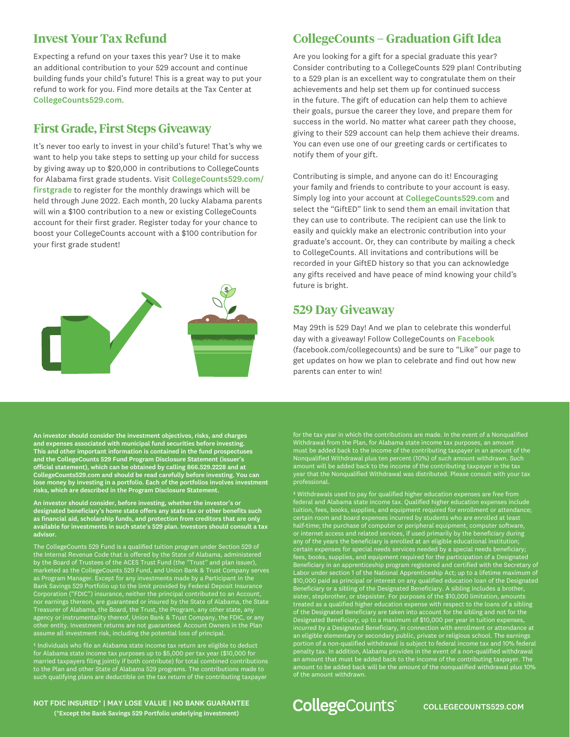## Invest Your Tax Refund

Expecting a refund on your taxes this year? Use it to make an additional contribution to your 529 account and continue building funds your child's future! This is a great way to put your refund to work for you. Find more details at the Tax Center at **CollegeCounts529.com**.

## First Grade, First Steps Giveaway

It's never too early to invest in your child's future! That's why we want to help you take steps to setting up your child for success by giving away up to $20,000 in contributions to CollegeCounts for Alabama first grade students. Visit **CollegeCounts529.com/firstgrade** to register for the monthly drawings which will be held through June 2022. Each month, 20 lucky Alabama parents will win a $100 contribution to a new or existing CollegeCounts account for their first grader. Register today for your chance to boost your CollegeCounts account with a $100 contribution for your first grade student!

## CollegeCounts – Graduation Gift Idea

Are you looking for a gift for a special graduate this year? Consider contributing to a CollegeCounts 529 plan! Contributing to a 529 plan is an excellent way to congratulate them on their achievements and help set them up for continued success in the future. The gift of education can help them to achieve their goals, pursue the career they love, and prepare them for success in the world. No matter what career path they choose, giving to their 529 account can help them achieve their dreams. You can even use one of our greeting cards or certificates to notify them of your gift.

Contributing is simple, and anyone can do it! Encouraging your family and friends to contribute to your account is easy. Simply log into your account at **CollegeCounts529.com** and select the "GiftED" link to send them an email invitation that they can use to contribute. The recipient can use the link to easily and quickly make an electronic contribution into your graduate's account. Or, they can contribute by mailing a check to CollegeCounts. All invitations and contributions will be recorded in your GiftED history so that you can acknowledge any gifts received and have peace of mind knowing your child's future is bright.

## 529 Day Giveaway

May 29th is 529 Day! And we plan to celebrate this wonderful day with a giveaway! Follow CollegeCounts on **Facebook** (facebook.com/collegecounts) and be sure to "Like" our page to get updates on how we plan to celebrate and find out how new parents can enter to win!

**An investor should consider the investment objectives, risks, and charges and expenses associated with municipal fund securities before investing. This and other important information is contained in the fund prospectuses and the CollegeCounts 529 Fund Program Disclosure Statement (issuer's official statement), which can be obtained by calling 866.529.2228 and at CollegeCounts529.com and should be read carefully before investing. You can lose money by investing in a portfolio. Each of the portfolios involves investment risks, which are described in the Program Disclosure Statement.**

**An investor should consider, before investing, whether the investor's or designated beneficiary's home state offers any state tax or other benefits such as financial aid, scholarship funds, and protection from creditors that are only available for investments in such state's 529 plan. Investors should consult a tax advisor.**

The CollegeCounts 529 Fund is a qualified tuition program under Section 529 of the Internal Revenue Code that is offered by the State of Alabama, administered by the Board of Trustees of the ACES Trust Fund (the "Trust" and plan issuer), marketed as the CollegeCounts 529 Fund, and Union Bank & Trust Company serves as Program Manager. Except for any investments made by a Participant in the Bank Savings 529 Portfolio up to the limit provided by Federal Deposit Insurance Corporation ("FDIC") insurance, neither the principal contributed to an Account, nor earnings thereon, are guaranteed or insured by the State of Alabama, the State Treasurer of Alabama, the Board, the Trust, the Program, any other state, any agency or instrumentality thereof, Union Bank & Trust Company, the FDIC, or any other entity. Investment returns are not guaranteed. Account Owners in the Plan assume all investment risk, including the potential loss of principal.

[1] Individuals who file an Alabama state income tax return are eligible to deduct for Alabama state income tax purposes up to $5,000 per tax year ($10,000 for married taxpayers filing jointly if both contribute) for total combined contributions to the Plan and other State of Alabama 529 programs. The contributions made to such qualifying plans are deductible on the tax return of the contributing taxpayer for the tax year in which the contributions are made. In the event of a Nonqualified Withdrawal from the Plan, for Alabama state income tax purposes, an amount must be added back to the income of the contributing taxpayer in an amount of the Nonqualified Withdrawal plus ten percent (10%) of such amount withdrawn. Such amount will be added back to the income of the contributing taxpayer in the tax year that the Nonqualified Withdrawal was distributed. Please consult with your tax professional.

[2] Withdrawals used to pay for qualified higher education expenses are free from federal and Alabama state income tax. Qualified higher education expenses include tuition, fees, books, supplies, and equipment required for enrollment or attendance; certain room and board expenses incurred by students who are enrolled at least half-time; the purchase of computer or peripheral equipment, computer software, or internet access and related services, if used primarily by the beneficiary during any of the years the beneficiary is enrolled at an eligible educational institution; certain expenses for special needs services needed by a special needs beneficiary; fees, books, supplies, and equipment required for the participation of a Designated Beneficiary in an apprenticeship program registered and certified with the Secretary of Labor under section 1 of the National Apprenticeship Act; up to a lifetime maximum of $10,000 paid as principal or interest on any qualified education loan of the Designated Beneficiary or a sibling of the Designated Beneficiary. A sibling includes a brother, sister, stepbrother, or stepsister. For purposes of the $10,000 limitation, amounts treated as a qualified higher education expense with respect to the loans of a sibling of the Designated Beneficiary are taken into account for the sibling and not for the Designated Beneficiary; up to a maximum of $10,000 per year in tuition expenses, incurred by a Designated Beneficiary, in connection with enrollment or attendance at an eligible elementary or secondary public, private or religious school. The earnings portion of a non-qualified withdrawal is subject to federal income tax and 10% federal penalty tax. In addition, Alabama provides in the event of a non-qualified withdrawal an amount that must be added back to the income of the contributing taxpayer. The amount to be added back will be the amount of the nonqualified withdrawal plus 10% of the amount withdrawn.

**NOT FDIC INSURED* | MAY LOSE VALUE | NO BANK GUARANTEE**
**(*Except the Bank Savings 529 Portfolio underlying investment)**

CollegeCounts™ **COLLEGECOUNTS529.COM**